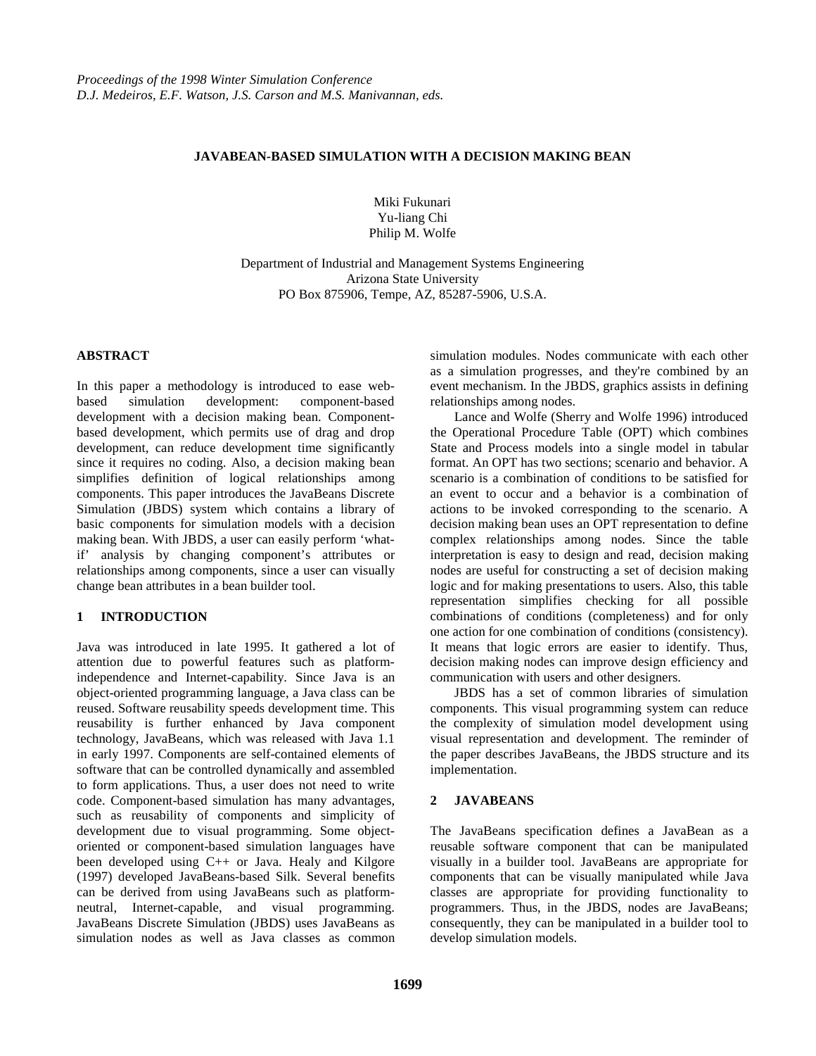*Proceedings of the 1998 Winter Simulation Conference*
*D.J. Medeiros, E.F. Watson, J.S. Carson and M.S. Manivannan, eds.*

# JAVABEAN-BASED SIMULATION WITH A DECISION MAKING BEAN

Miki Fukunari
Yu-liang Chi
Philip M. Wolfe

Department of Industrial and Management Systems Engineering
Arizona State University
PO Box 875906, Tempe, AZ, 85287-5906, U.S.A.

## ABSTRACT

In this paper a methodology is introduced to ease web-based simulation development: component-based development with a decision making bean. Component-based development, which permits use of drag and drop development, can reduce development time significantly since it requires no coding. Also, a decision making bean simplifies definition of logical relationships among components. This paper introduces the JavaBeans Discrete Simulation (JBDS) system which contains a library of basic components for simulation models with a decision making bean. With JBDS, a user can easily perform 'what-if' analysis by changing component's attributes or relationships among components, since a user can visually change bean attributes in a bean builder tool.

## 1 INTRODUCTION

Java was introduced in late 1995. It gathered a lot of attention due to powerful features such as platform-independence and Internet-capability. Since Java is an object-oriented programming language, a Java class can be reused. Software reusability speeds development time. This reusability is further enhanced by Java component technology, JavaBeans, which was released with Java 1.1 in early 1997. Components are self-contained elements of software that can be controlled dynamically and assembled to form applications. Thus, a user does not need to write code. Component-based simulation has many advantages, such as reusability of components and simplicity of development due to visual programming. Some object-oriented or component-based simulation languages have been developed using C++ or Java. Healy and Kilgore (1997) developed JavaBeans-based Silk. Several benefits can be derived from using JavaBeans such as platform-neutral, Internet-capable, and visual programming. JavaBeans Discrete Simulation (JBDS) uses JavaBeans as simulation nodes as well as Java classes as common simulation modules. Nodes communicate with each other as a simulation progresses, and they're combined by an event mechanism. In the JBDS, graphics assists in defining relationships among nodes.

Lance and Wolfe (Sherry and Wolfe 1996) introduced the Operational Procedure Table (OPT) which combines State and Process models into a single model in tabular format. An OPT has two sections; scenario and behavior. A scenario is a combination of conditions to be satisfied for an event to occur and a behavior is a combination of actions to be invoked corresponding to the scenario. A decision making bean uses an OPT representation to define complex relationships among nodes. Since the table interpretation is easy to design and read, decision making nodes are useful for constructing a set of decision making logic and for making presentations to users. Also, this table representation simplifies checking for all possible combinations of conditions (completeness) and for only one action for one combination of conditions (consistency). It means that logic errors are easier to identify. Thus, decision making nodes can improve design efficiency and communication with users and other designers.

JBDS has a set of common libraries of simulation components. This visual programming system can reduce the complexity of simulation model development using visual representation and development. The reminder of the paper describes JavaBeans, the JBDS structure and its implementation.

## 2 JAVABEANS

The JavaBeans specification defines a JavaBean as a reusable software component that can be manipulated visually in a builder tool. JavaBeans are appropriate for components that can be visually manipulated while Java classes are appropriate for providing functionality to programmers. Thus, in the JBDS, nodes are JavaBeans; consequently, they can be manipulated in a builder tool to develop simulation models.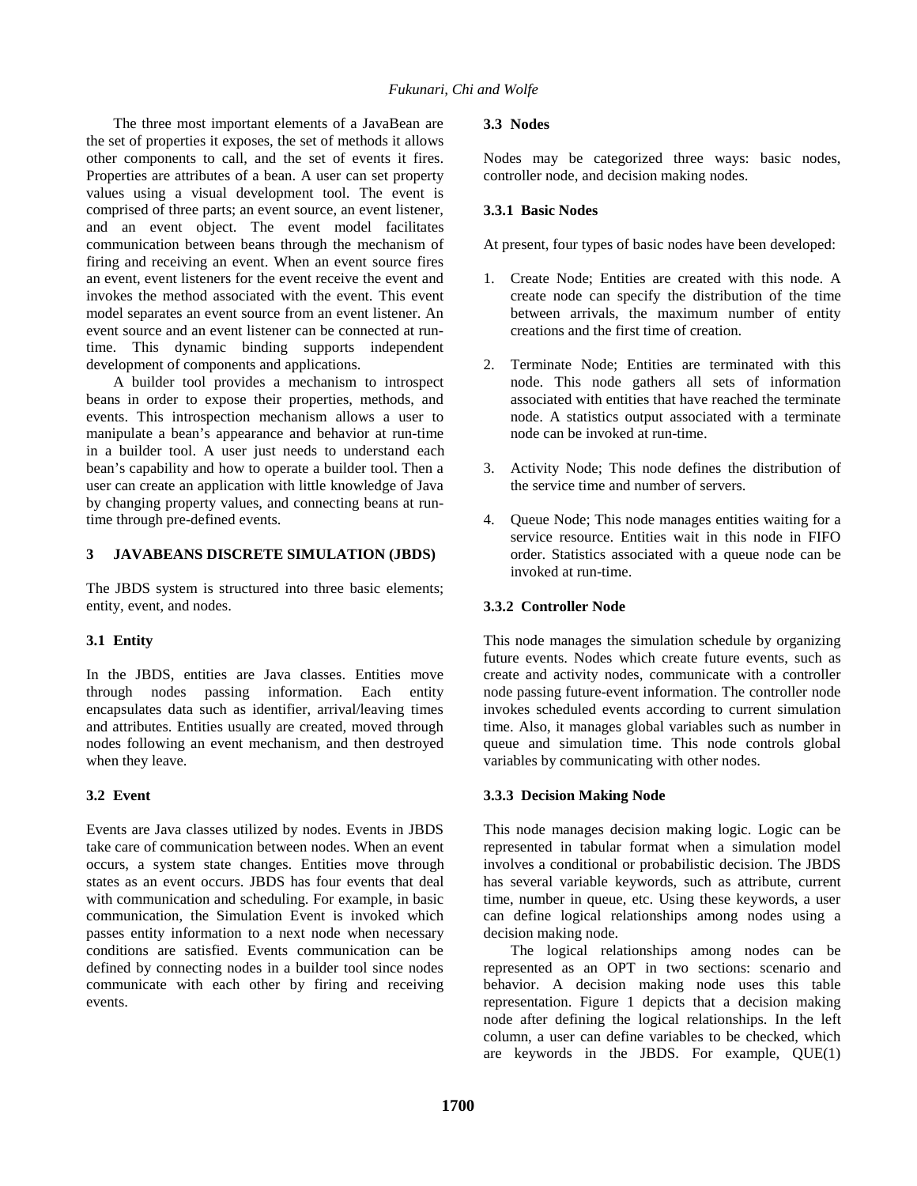The three most important elements of a JavaBean are the set of properties it exposes, the set of methods it allows other components to call, and the set of events it fires. Properties are attributes of a bean. A user can set property values using a visual development tool. The event is comprised of three parts; an event source, an event listener, and an event object. The event model facilitates communication between beans through the mechanism of firing and receiving an event. When an event source fires an event, event listeners for the event receive the event and invokes the method associated with the event. This event model separates an event source from an event listener. An event source and an event listener can be connected at run-time. This dynamic binding supports independent development of components and applications.

A builder tool provides a mechanism to introspect beans in order to expose their properties, methods, and events. This introspection mechanism allows a user to manipulate a bean's appearance and behavior at run-time in a builder tool. A user just needs to understand each bean's capability and how to operate a builder tool. Then a user can create an application with little knowledge of Java by changing property values, and connecting beans at run-time through pre-defined events.

## 3 JAVABEANS DISCRETE SIMULATION (JBDS)

The JBDS system is structured into three basic elements; entity, event, and nodes.

### 3.1 Entity

In the JBDS, entities are Java classes. Entities move through nodes passing information. Each entity encapsulates data such as identifier, arrival/leaving times and attributes. Entities usually are created, moved through nodes following an event mechanism, and then destroyed when they leave.

### 3.2 Event

Events are Java classes utilized by nodes. Events in JBDS take care of communication between nodes. When an event occurs, a system state changes. Entities move through states as an event occurs. JBDS has four events that deal with communication and scheduling. For example, in basic communication, the Simulation Event is invoked which passes entity information to a next node when necessary conditions are satisfied. Events communication can be defined by connecting nodes in a builder tool since nodes communicate with each other by firing and receiving events.

### 3.3 Nodes

Nodes may be categorized three ways: basic nodes, controller node, and decision making nodes.

#### 3.3.1 Basic Nodes

At present, four types of basic nodes have been developed:

1. Create Node; Entities are created with this node. A create node can specify the distribution of the time between arrivals, the maximum number of entity creations and the first time of creation.

2. Terminate Node; Entities are terminated with this node. This node gathers all sets of information associated with entities that have reached the terminate node. A statistics output associated with a terminate node can be invoked at run-time.

3. Activity Node; This node defines the distribution of the service time and number of servers.

4. Queue Node; This node manages entities waiting for a service resource. Entities wait in this node in FIFO order. Statistics associated with a queue node can be invoked at run-time.

#### 3.3.2 Controller Node

This node manages the simulation schedule by organizing future events. Nodes which create future events, such as create and activity nodes, communicate with a controller node passing future-event information. The controller node invokes scheduled events according to current simulation time. Also, it manages global variables such as number in queue and simulation time. This node controls global variables by communicating with other nodes.

#### 3.3.3 Decision Making Node

This node manages decision making logic. Logic can be represented in tabular format when a simulation model involves a conditional or probabilistic decision. The JBDS has several variable keywords, such as attribute, current time, number in queue, etc. Using these keywords, a user can define logical relationships among nodes using a decision making node.

The logical relationships among nodes can be represented as an OPT in two sections: scenario and behavior. A decision making node uses this table representation. Figure 1 depicts that a decision making node after defining the logical relationships. In the left column, a user can define variables to be checked, which are keywords in the JBDS. For example, QUE(1)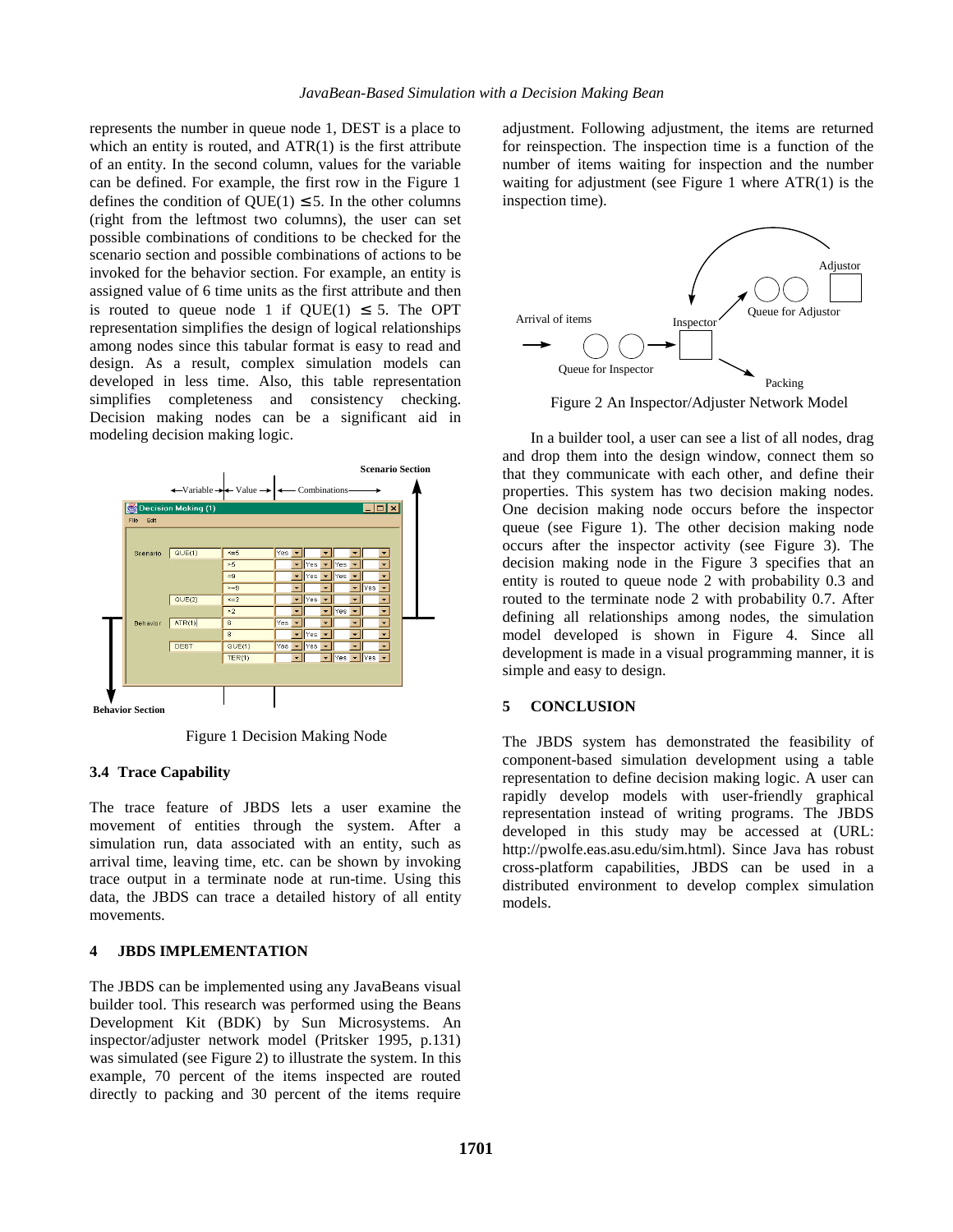represents the number in queue node 1, DEST is a place to which an entity is routed, and ATR(1) is the first attribute of an entity. In the second column, values for the variable can be defined. For example, the first row in the Figure 1 defines the condition of QUE(1) ≤ 5. In the other columns (right from the leftmost two columns), the user can set possible combinations of conditions to be checked for the scenario section and possible combinations of actions to be invoked for the behavior section. For example, an entity is assigned value of 6 time units as the first attribute and then is routed to queue node 1 if QUE(1) ≤ 5. The OPT representation simplifies the design of logical relationships among nodes since this tabular format is easy to read and design. As a result, complex simulation models can developed in less time. Also, this table representation simplifies completeness and consistency checking. Decision making nodes can be a significant aid in modeling decision making logic.

Scenario Section

Variable Value Combinations

Decision Making (1)

File Edit

Scenario QUE(1) <=5 Yes
>5 Yes Yes
<9 Yes Yes
>=8 Yes
QUE(2) <=2 Yes
>2 Yes
Behavior ATR(1) 6 Yes
8 Yes
DEST QUE(1) Yes Yes
TER(1) Yes Yes

Behavior Section

Figure 1 Decision Making Node

### 3.4 Trace Capability

The trace feature of JBDS lets a user examine the movement of entities through the system. After a simulation run, data associated with an entity, such as arrival time, leaving time, etc. can be shown by invoking trace output in a terminate node at run-time. Using this data, the JBDS can trace a detailed history of all entity movements.

## 4 JBDS IMPLEMENTATION

The JBDS can be implemented using any JavaBeans visual builder tool. This research was performed using the Beans Development Kit (BDK) by Sun Microsystems. An inspector/adjuster network model (Pritsker 1995, p.131) was simulated (see Figure 2) to illustrate the system. In this example, 70 percent of the items inspected are routed directly to packing and 30 percent of the items require adjustment. Following adjustment, the items are returned for reinspection. The inspection time is a function of the number of items waiting for inspection and the number waiting for adjustment (see Figure 1 where ATR(1) is the inspection time).

Adjustor

Queue for Adjustor

Arrival of items

Inspector

Queue for Inspector

Packing

Figure 2 An Inspector/Adjuster Network Model

In a builder tool, a user can see a list of all nodes, drag and drop them into the design window, connect them so that they communicate with each other, and define their properties. This system has two decision making nodes. One decision making node occurs before the inspector queue (see Figure 1). The other decision making node occurs after the inspector activity (see Figure 3). The decision making node in the Figure 3 specifies that an entity is routed to queue node 2 with probability 0.3 and routed to the terminate node 2 with probability 0.7. After defining all relationships among nodes, the simulation model developed is shown in Figure 4. Since all development is made in a visual programming manner, it is simple and easy to design.

## 5 CONCLUSION

The JBDS system has demonstrated the feasibility of component-based simulation development using a table representation to define decision making logic. A user can rapidly develop models with user-friendly graphical representation instead of writing programs. The JBDS developed in this study may be accessed at (URL: http://pwolfe.eas.asu.edu/sim.html). Since Java has robust cross-platform capabilities, JBDS can be used in a distributed environment to develop complex simulation models.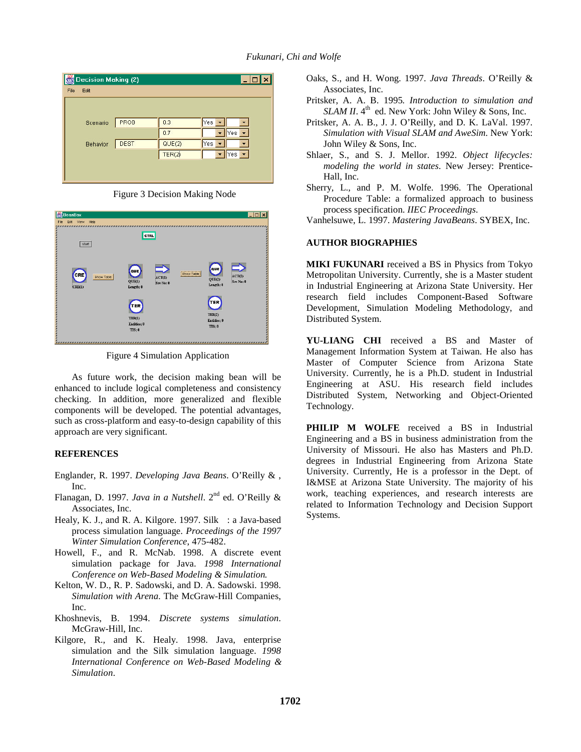Figure 3 Decision Making Node

Figure 4 Simulation Application

As future work, the decision making bean will be enhanced to include logical completeness and consistency checking. In addition, more generalized and flexible components will be developed. The potential advantages, such as cross-platform and easy-to-design capability of this approach are very significant.

## REFERENCES

Englander, R. 1997. *Developing Java Beans*. O'Reilly & , Inc.

Flanagan, D. 1997. *Java in a Nutshell*. 2nd ed. O'Reilly & Associates, Inc.

Healy, K. J., and R. A. Kilgore. 1997. Silk : a Java-based process simulation language. *Proceedings of the 1997 Winter Simulation Conference*, 475-482.

Howell, F., and R. McNab. 1998. A discrete event simulation package for Java. *1998 International Conference on Web-Based Modeling & Simulation.*

Kelton, W. D., R. P. Sadowski, and D. A. Sadowski. 1998. *Simulation with Arena*. The McGraw-Hill Companies, Inc.

Khoshnevis, B. 1994. *Discrete systems simulation*. McGraw-Hill, Inc.

Kilgore, R., and K. Healy. 1998. Java, enterprise simulation and the Silk simulation language. *1998 International Conference on Web-Based Modeling & Simulation*.

Oaks, S., and H. Wong. 1997. *Java Threads*. O'Reilly & Associates, Inc.

Pritsker, A. A. B. 1995. *Introduction to simulation and SLAM II*. 4th ed. New York: John Wiley & Sons, Inc.

Pritsker, A. A. B., J. J. O'Reilly, and D. K. LaVal. 1997. *Simulation with Visual SLAM and AweSim*. New York: John Wiley & Sons, Inc.

Shlaer, S., and S. J. Mellor. 1992. *Object lifecycles: modeling the world in states*. New Jersey: Prentice-Hall, Inc.

Sherry, L., and P. M. Wolfe. 1996. The Operational Procedure Table: a formalized approach to business process specification. *IIEC Proceedings*.

Vanhelsuwe, L. 1997. *Mastering JavaBeans*. SYBEX, Inc.

## AUTHOR BIOGRAPHIES

**MIKI FUKUNARI** received a BS in Physics from Tokyo Metropolitan University. Currently, she is a Master student in Industrial Engineering at Arizona State University. Her research field includes Component-Based Software Development, Simulation Modeling Methodology, and Distributed System.

**YU-LIANG CHI** received a BS and Master of Management Information System at Taiwan. He also has Master of Computer Science from Arizona State University. Currently, he is a Ph.D. student in Industrial Engineering at ASU. His research field includes Distributed System, Networking and Object-Oriented Technology.

**PHILIP M WOLFE** received a BS in Industrial Engineering and a BS in business administration from the University of Missouri. He also has Masters and Ph.D. degrees in Industrial Engineering from Arizona State University. Currently, He is a professor in the Dept. of I&MSE at Arizona State University. The majority of his work, teaching experiences, and research interests are related to Information Technology and Decision Support Systems.